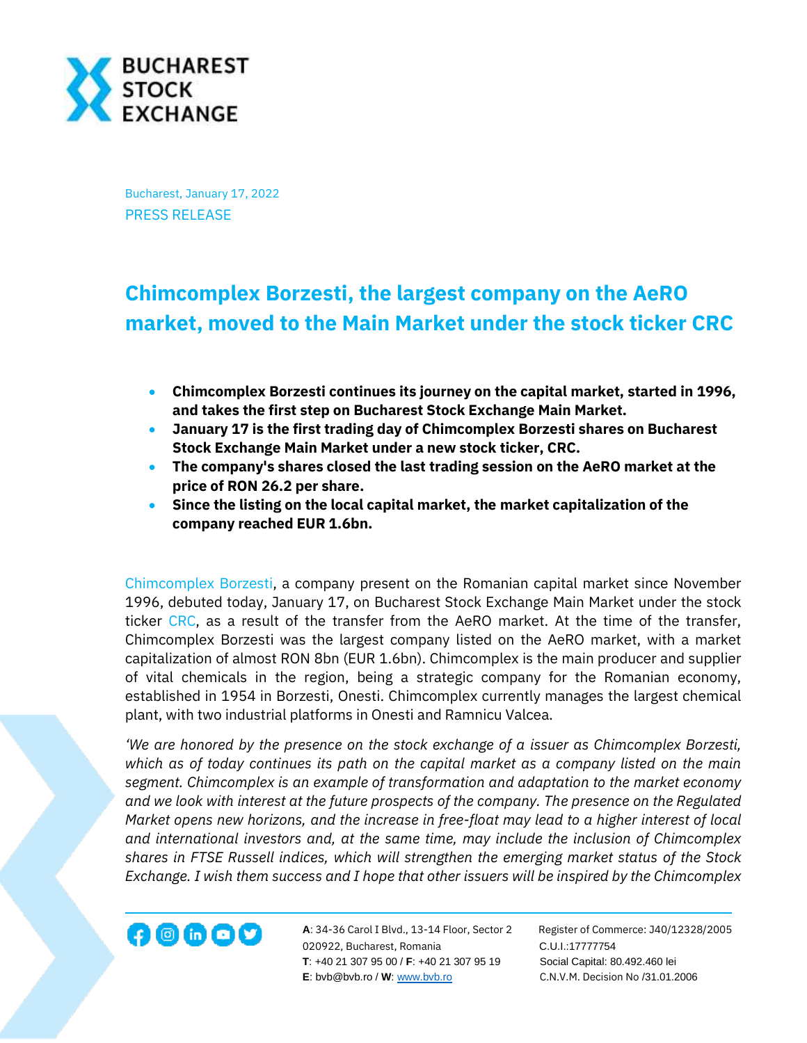Bucharest, January 17, 2022

PRESS RELEASE

# Chimcomplex Borzesti, the largest company on the AeRO market, moved to the Main Market under the stock ticker CRC

- **Chimcomplex Borzesti continues its journey on the capital market, started in 1996, and takes the first step on Bucharest Stock Exchange Main Market.**
- **January 17 is the first trading day of Chimcomplex Borzesti shares on Bucharest Stock Exchange Main Market under a new stock ticker, CRC.**
- **The company's shares closed the last trading session on the AeRO market at the price of RON 26.2 per share.**
- **Since the listing on the local capital market, the market capitalization of the company reached EUR 1.6bn.**

Chimcomplex Borzesti, a company present on the Romanian capital market since November 1996, debuted today, January 17, on Bucharest Stock Exchange Main Market under the stock ticker CRC, as a result of the transfer from the AeRO market. At the time of the transfer, Chimcomplex Borzesti was the largest company listed on the AeRO market, with a market capitalization of almost RON 8bn (EUR 1.6bn). Chimcomplex is the main producer and supplier of vital chemicals in the region, being a strategic company for the Romanian economy, established in 1954 in Borzesti, Onesti. Chimcomplex currently manages the largest chemical plant, with two industrial platforms in Onesti and Ramnicu Valcea.

*'We are honored by the presence on the stock exchange of a issuer as Chimcomplex Borzesti, which as of today continues its path on the capital market as a company listed on the main segment. Chimcomplex is an example of transformation and adaptation to the market economy and we look with interest at the future prospects of the company. The presence on the Regulated Market opens new horizons, and the increase in free-float may lead to a higher interest of local and international investors and, at the same time, may include the inclusion of Chimcomplex shares in FTSE Russell indices, which will strengthen the emerging market status of the Stock Exchange. I wish them success and I hope that other issuers will be inspired by the Chimcomplex*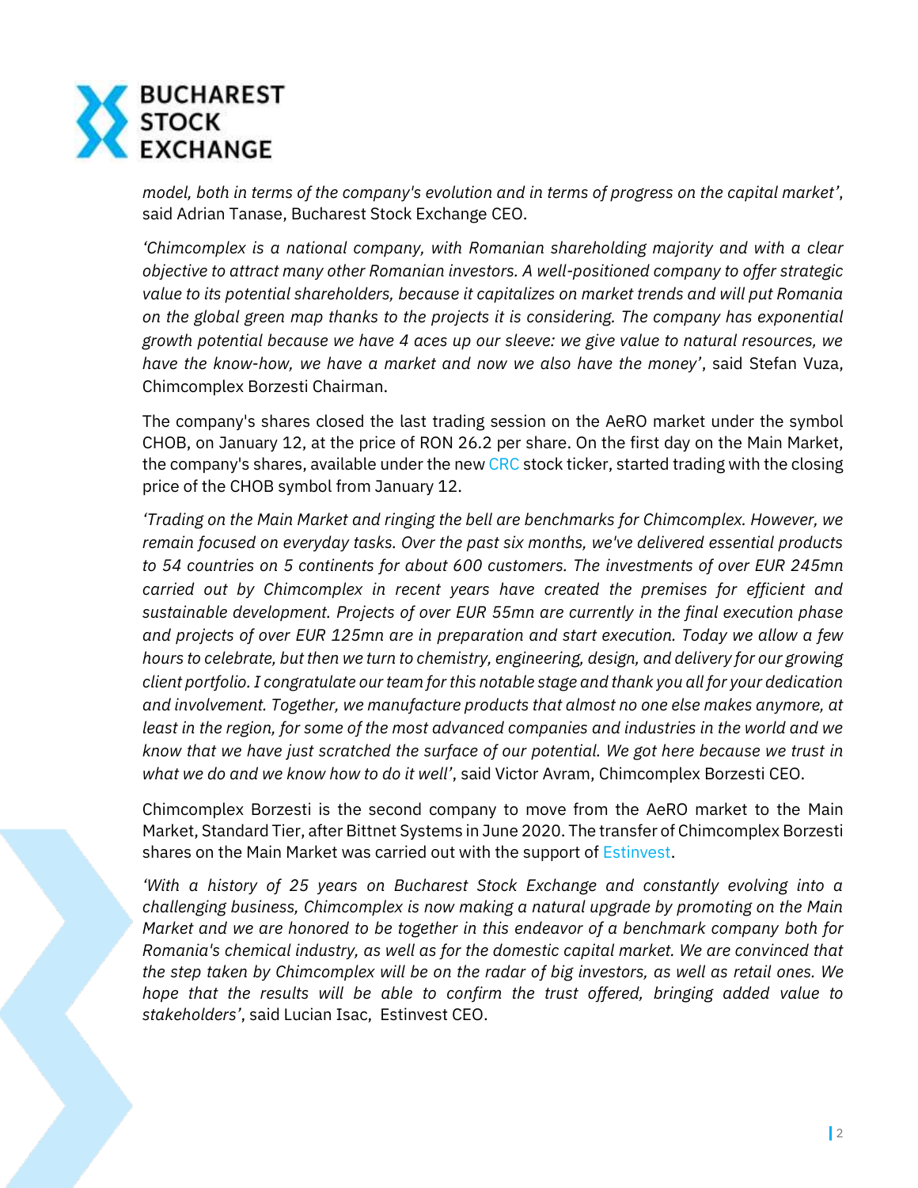*model, both in terms of the company's evolution and in terms of progress on the capital market'*, said Adrian Tanase, Bucharest Stock Exchange CEO.

*'Chimcomplex is a national company, with Romanian shareholding majority and with a clear objective to attract many other Romanian investors. A well-positioned company to offer strategic value to its potential shareholders, because it capitalizes on market trends and will put Romania on the global green map thanks to the projects it is considering. The company has exponential growth potential because we have 4 aces up our sleeve: we give value to natural resources, we have the know-how, we have a market and now we also have the money'*, said Stefan Vuza, Chimcomplex Borzesti Chairman.

The company's shares closed the last trading session on the AeRO market under the symbol CHOB, on January 12, at the price of RON 26.2 per share. On the first day on the Main Market, the company's shares, available under the new CRC stock ticker, started trading with the closing price of the CHOB symbol from January 12.

*'Trading on the Main Market and ringing the bell are benchmarks for Chimcomplex. However, we remain focused on everyday tasks. Over the past six months, we've delivered essential products to 54 countries on 5 continents for about 600 customers. The investments of over EUR 245mn carried out by Chimcomplex in recent years have created the premises for efficient and sustainable development. Projects of over EUR 55mn are currently in the final execution phase and projects of over EUR 125mn are in preparation and start execution. Today we allow a few hours to celebrate, but then we turn to chemistry, engineering, design, and delivery for our growing client portfolio. I congratulate our team for this notable stage and thank you all for your dedication and involvement. Together, we manufacture products that almost no one else makes anymore, at least in the region, for some of the most advanced companies and industries in the world and we know that we have just scratched the surface of our potential. We got here because we trust in what we do and we know how to do it well'*, said Victor Avram, Chimcomplex Borzesti CEO.

Chimcomplex Borzesti is the second company to move from the AeRO market to the Main Market, Standard Tier, after Bittnet Systems in June 2020. The transfer of Chimcomplex Borzesti shares on the Main Market was carried out with the support of Estinvest.

*'With a history of 25 years on Bucharest Stock Exchange and constantly evolving into a challenging business, Chimcomplex is now making a natural upgrade by promoting on the Main Market and we are honored to be together in this endeavor of a benchmark company both for Romania's chemical industry, as well as for the domestic capital market. We are convinced that the step taken by Chimcomplex will be on the radar of big investors, as well as retail ones. We hope that the results will be able to confirm the trust offered, bringing added value to stakeholders'*, said Lucian Isac, Estinvest CEO.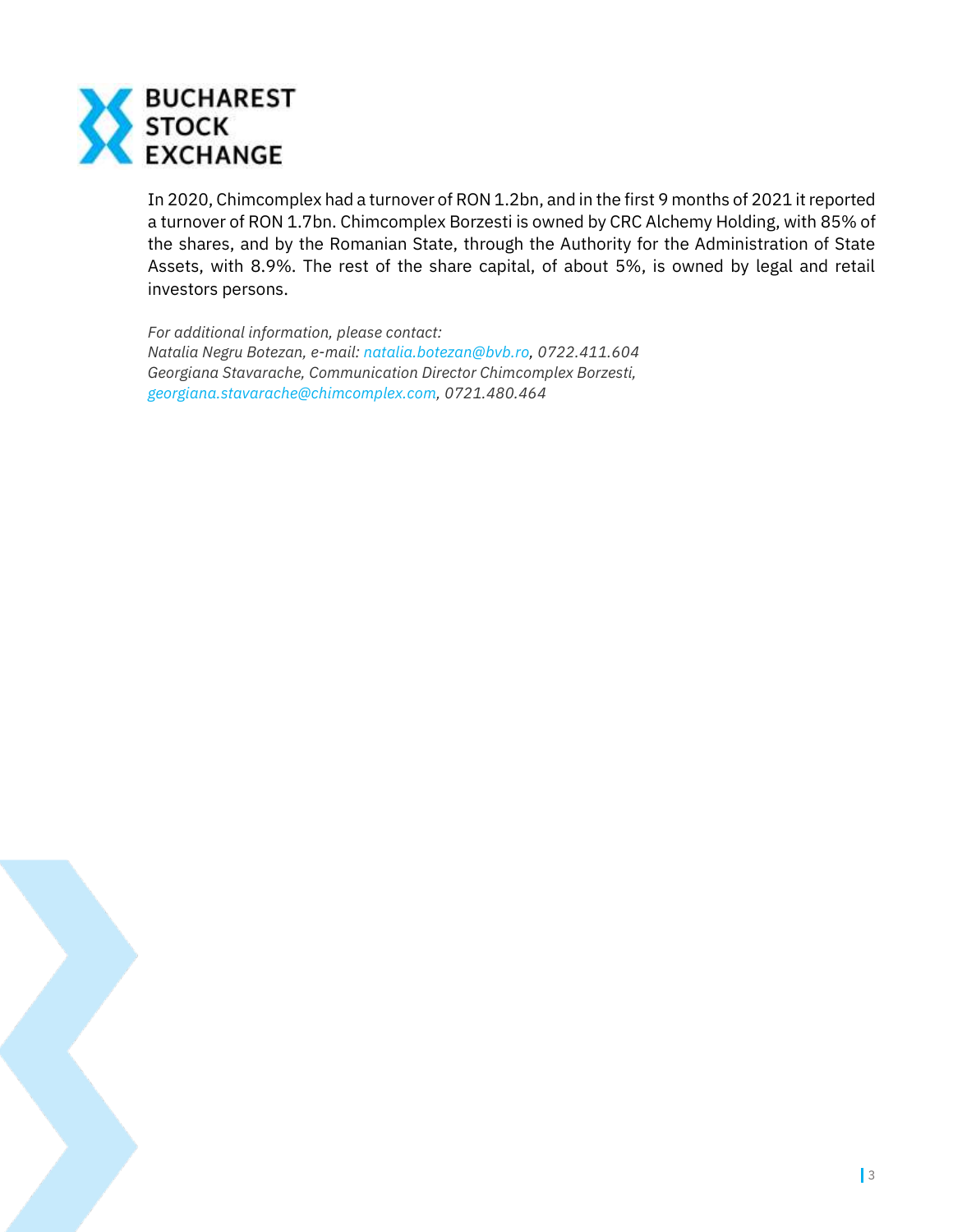In 2020, Chimcomplex had a turnover of RON 1.2bn, and in the first 9 months of 2021 it reported a turnover of RON 1.7bn. Chimcomplex Borzesti is owned by CRC Alchemy Holding, with 85% of the shares, and by the Romanian State, through the Authority for the Administration of State Assets, with 8.9%. The rest of the share capital, of about 5%, is owned by legal and retail investors persons.

*For additional information, please contact:*
*Natalia Negru Botezan, e-mail: natalia.botezan@bvb.ro, 0722.411.604*
*Georgiana Stavarache, Communication Director Chimcomplex Borzesti, georgiana.stavarache@chimcomplex.com, 0721.480.464*